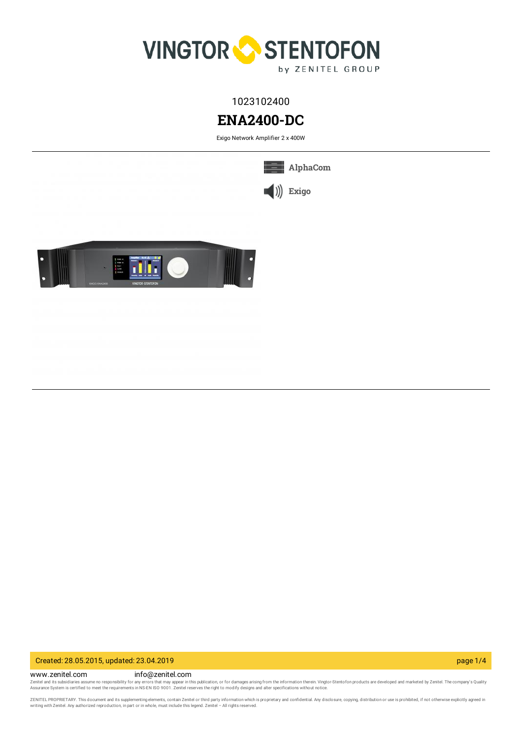1023102400

# ENA2400-DC

Exigo Network Amplifier 2 x 400W

AlphaCom

Exigo

www.zenitel.com info@zenitel.com

Zenitel and its subsidiaries assume no responsibility for any errors that may appear in this publication, or for damages arising from the information therein. Vingtor-Stentofon products are developed and marketed by Zenitel. The company's Quality Assurance System is certified to meet the requirements in NS-EN ISO 9001. Zenitel reserves the right to modify designs and alter specifications without notice.

ZENITEL PROPRIETARY. This document and its supplementing elements, contain Zenitel or third party information which is proprietary and confidential. Any disclosure, copying, distribution or use is prohibited, if not otherwise explicitly agreed in writing with Zenitel. Any authorized reproduction, in part or in whole, must include this legend. Zenitel – All rights reserved.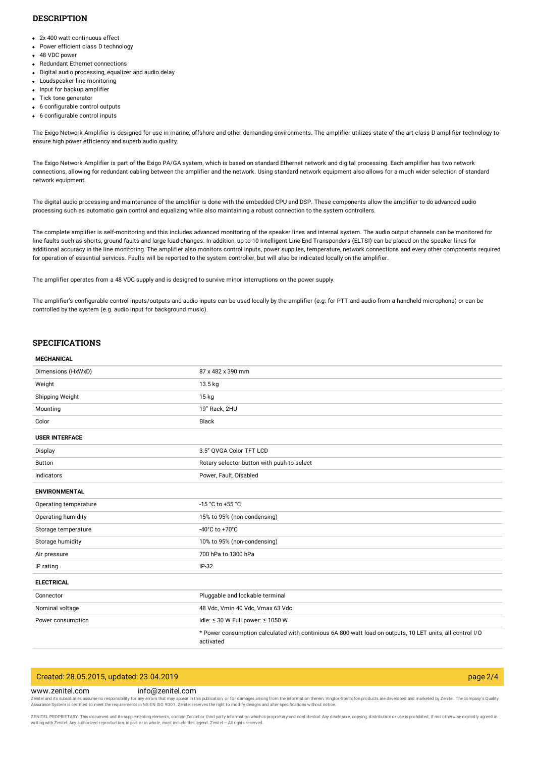## DESCRIPTION

- 2x 400 watt continuous effect
- Power efficient class D technology
- 48 VDC power
- Redundant Ethernet connections
- Digital audio processing, equalizer and audio delay
- Loudspeaker line monitoring
- Input for backup amplifier
- Tick tone generator
- 6 configurable control outputs
- 6 configurable control inputs

The Exigo Network Amplifier is designed for use in marine, offshore and other demanding environments. The amplifier utilizes state-of-the-art class D amplifier technology to ensure high power efficiency and superb audio quality.

The Exigo Network Amplifier is part of the Exigo PA/GA system, which is based on standard Ethernet network and digital processing. Each amplifier has two network connections, allowing for redundant cabling between the amplifier and the network. Using standard network equipment also allows for a much wider selection of standard network equipment.

The digital audio processing and maintenance of the amplifier is done with the embedded CPU and DSP. These components allow the amplifier to do advanced audio processing such as automatic gain control and equalizing while also maintaining a robust connection to the system controllers.

The complete amplifier is self-monitoring and this includes advanced monitoring of the speaker lines and internal system. The audio output channels can be monitored for line faults such as shorts, ground faults and large load changes. In addition, up to 10 intelligent Line End Transponders (ELTSI) can be placed on the speaker lines for additional accuracy in the line monitoring. The amplifier also monitors control inputs, power supplies, temperature, network connections and every other components required for operation of essential services. Faults will be reported to the system controller, but will also be indicated locally on the amplifier.

The amplifier operates from a 48 VDC supply and is designed to survive minor interruptions on the power supply.

The amplifier's configurable control inputs/outputs and audio inputs can be used locally by the amplifier (e.g. for PTT and audio from a handheld microphone) or can be controlled by the system (e.g. audio input for background music).

## SPECIFICATIONS

| **MECHANICAL** | |
|---|---|
| Dimensions (HxWxD) | 87 x 482 x 390 mm |
| Weight | 13.5 kg |
| Shipping Weight | 15 kg |
| Mounting | 19" Rack, 2HU |
| Color | Black |
| **USER INTERFACE** | |
| Display | 3.5" QVGA Color TFT LCD |
| Button | Rotary selector button with push-to-select |
| Indicators | Power, Fault, Disabled |
| **ENVIRONMENTAL** | |
| Operating temperature | -15 °C to +55 °C |
| Operating humidity | 15% to 95% (non-condensing) |
| Storage temperature | -40°C to +70°C |
| Storage humidity | 10% to 95% (non-condensing) |
| Air pressure | 700 hPa to 1300 hPa |
| IP rating | IP-32 |
| **ELECTRICAL** | |
| Connector | Pluggable and lockable terminal |
| Nominal voltage | 48 Vdc, Vmin 40 Vdc, Vmax 63 Vdc |
| Power consumption | Idle: ≤ 30 W Full power: ≤ 1050 W |
| | * Power consumption calculated with continious 6A 800 watt load on outputs, 10 LET units, all control I/O activated |

Created: 28.05.2015, updated: 23.04.2019

www.zenitel.com info@zenitel.com

Zenitel and its subsidiaries assume no responsibility for any errors that may appear in this publication, or for damages arising from the information therein. Vingtor-Stentofon products are developed and marketed by Zenitel. The company's Quality Assurance System is certified to meet the requirements in NS-EN ISO 9001. Zenitel reserves the right to modify designs and alter specifications without notice.

ZENITEL PROPRIETARY. This document and its supplementing elements, contain Zenitel or third party information which is proprietary and confidential. Any disclosure, copying, distribution or use is prohibited, if not otherwise explicitly agreed in writing with Zenitel. Any authorized reproduction, in part or in whole, must include this legend. Zenitel – All rights reserved.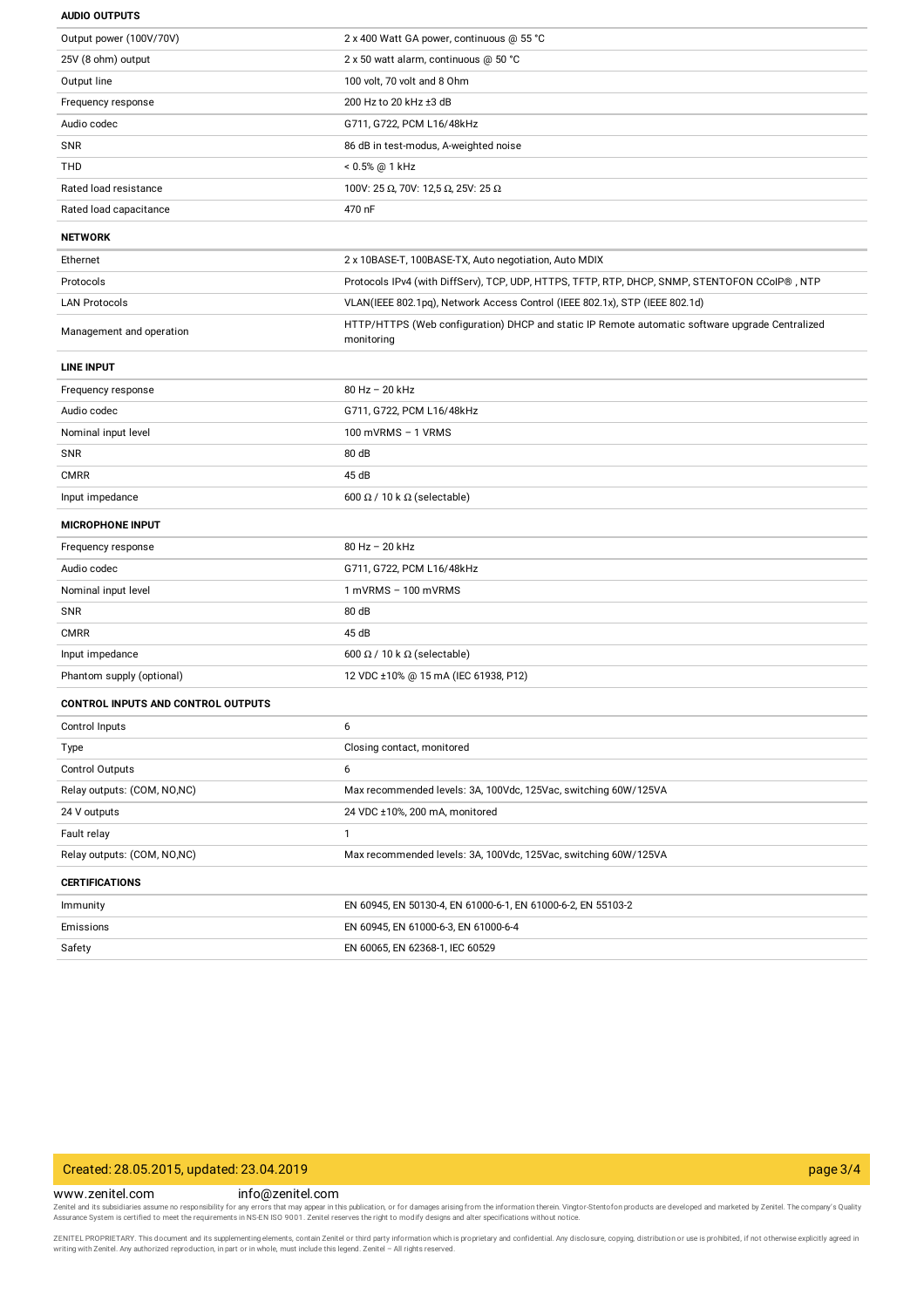### AUDIO OUTPUTS

| | |
|---|---|
| Output power (100V/70V) | 2 x 400 Watt GA power, continuous @ 55 °C |
| 25V (8 ohm) output | 2 x 50 watt alarm, continuous @ 50 °C |
| Output line | 100 volt, 70 volt and 8 Ohm |
| Frequency response | 200 Hz to 20 kHz ±3 dB |
| Audio codec | G711, G722, PCM L16/48kHz |
| SNR | 86 dB in test-modus, A-weighted noise |
| THD | < 0.5% @ 1 kHz |
| Rated load resistance | 100V: 25 Ω, 70V: 12,5 Ω, 25V: 25 Ω |
| Rated load capacitance | 470 nF |

### NETWORK

| | |
|---|---|
| Ethernet | 2 x 10BASE-T, 100BASE-TX, Auto negotiation, Auto MDIX |
| Protocols | Protocols IPv4 (with DiffServ), TCP, UDP, HTTPS, TFTP, RTP, DHCP, SNMP, STENTOFON CCoIP® , NTP |
| LAN Protocols | VLAN(IEEE 802.1pq), Network Access Control (IEEE 802.1x), STP (IEEE 802.1d) |
| Management and operation | HTTP/HTTPS (Web configuration) DHCP and static IP Remote automatic software upgrade Centralized monitoring |

### LINE INPUT

| | |
|---|---|
| Frequency response | 80 Hz – 20 kHz |
| Audio codec | G711, G722, PCM L16/48kHz |
| Nominal input level | 100 mVRMS – 1 VRMS |
| SNR | 80 dB |
| CMRR | 45 dB |
| Input impedance | 600 Ω / 10 k Ω (selectable) |

### MICROPHONE INPUT

| | |
|---|---|
| Frequency response | 80 Hz – 20 kHz |
| Audio codec | G711, G722, PCM L16/48kHz |
| Nominal input level | 1 mVRMS – 100 mVRMS |
| SNR | 80 dB |
| CMRR | 45 dB |
| Input impedance | 600 Ω / 10 k Ω (selectable) |
| Phantom supply (optional) | 12 VDC ±10% @ 15 mA (IEC 61938, P12) |

### CONTROL INPUTS AND CONTROL OUTPUTS

| | |
|---|---|
| Control Inputs | 6 |
| Type | Closing contact, monitored |
| Control Outputs | 6 |
| Relay outputs: (COM, NO,NC) | Max recommended levels: 3A, 100Vdc, 125Vac, switching 60W/125VA |
| 24 V outputs | 24 VDC ±10%, 200 mA, monitored |
| Fault relay | 1 |
| Relay outputs: (COM, NO,NC) | Max recommended levels: 3A, 100Vdc, 125Vac, switching 60W/125VA |

### CERTIFICATIONS

| | |
|---|---|
| Immunity | EN 60945, EN 50130-4, EN 61000-6-1, EN 61000-6-2, EN 55103-2 |
| Emissions | EN 60945, EN 61000-6-3, EN 61000-6-4 |
| Safety | EN 60065, EN 62368-1, IEC 60529 |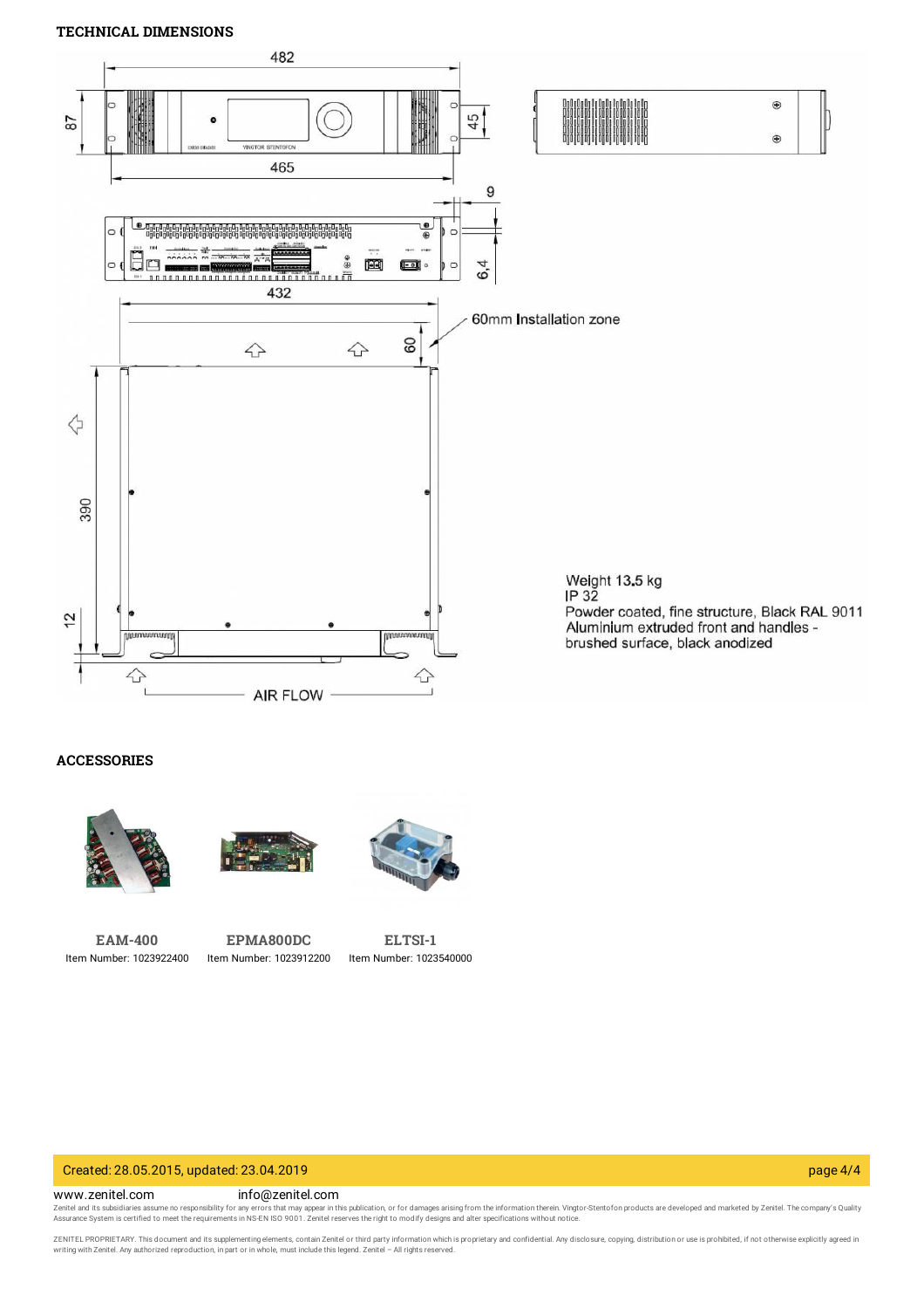## TECHNICAL DIMENSIONS

482

87

45

465

9

432

6,4

60mm Installation zone

60

390

12

AIR FLOW

Weight 13.5 kg
IP 32
Powder coated, fine structure, Black RAL 9011
Aluminium extruded front and handles - brushed surface, black anodized

## ACCESSORIES

**EAM-400**
Item Number: 1023922400

**EPMA800DC**
Item Number: 1023912200

**ELTSI-1**
Item Number: 1023540000

Created: 28.05.2015, updated: 23.04.2019

www.zenitel.com info@zenitel.com

Zenitel and its subsidiaries assume no responsibility for any errors that may appear in this publication, or for damages arising from the information therein. Vingtor-Stentofon products are developed and marketed by Zenitel. The company's Quality Assurance System is certified to meet the requirements in NS-EN ISO 9001. Zenitel reserves the right to modify designs and alter specifications without notice.

ZENITEL PROPRIETARY. This document and its supplementing elements, contain Zenitel or third party information which is proprietary and confidential. Any disclosure, copying, distribution or use is prohibited, if not otherwise explicitly agreed in writing with Zenitel. Any authorized reproduction, in part or in whole, must include this legend. Zenitel – All rights reserved.